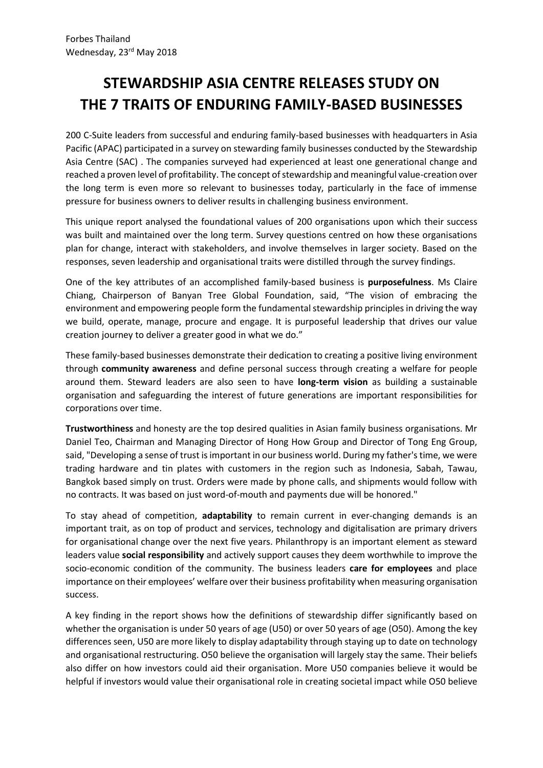Forbes Thailand
Wednesday, 23rd May 2018

# STEWARDSHIP ASIA CENTRE RELEASES STUDY ON THE 7 TRAITS OF ENDURING FAMILY-BASED BUSINESSES

200 C-Suite leaders from successful and enduring family-based businesses with headquarters in Asia Pacific (APAC) participated in a survey on stewarding family businesses conducted by the Stewardship Asia Centre (SAC) . The companies surveyed had experienced at least one generational change and reached a proven level of profitability. The concept of stewardship and meaningful value-creation over the long term is even more so relevant to businesses today, particularly in the face of immense pressure for business owners to deliver results in challenging business environment.

This unique report analysed the foundational values of 200 organisations upon which their success was built and maintained over the long term. Survey questions centred on how these organisations plan for change, interact with stakeholders, and involve themselves in larger society. Based on the responses, seven leadership and organisational traits were distilled through the survey findings.

One of the key attributes of an accomplished family-based business is **purposefulness**. Ms Claire Chiang, Chairperson of Banyan Tree Global Foundation, said, "The vision of embracing the environment and empowering people form the fundamental stewardship principles in driving the way we build, operate, manage, procure and engage. It is purposeful leadership that drives our value creation journey to deliver a greater good in what we do."

These family-based businesses demonstrate their dedication to creating a positive living environment through **community awareness** and define personal success through creating a welfare for people around them. Steward leaders are also seen to have **long-term vision** as building a sustainable organisation and safeguarding the interest of future generations are important responsibilities for corporations over time.

**Trustworthiness** and honesty are the top desired qualities in Asian family business organisations. Mr Daniel Teo, Chairman and Managing Director of Hong How Group and Director of Tong Eng Group, said, "Developing a sense of trust is important in our business world. During my father's time, we were trading hardware and tin plates with customers in the region such as Indonesia, Sabah, Tawau, Bangkok based simply on trust. Orders were made by phone calls, and shipments would follow with no contracts. It was based on just word-of-mouth and payments due will be honored."

To stay ahead of competition, **adaptability** to remain current in ever-changing demands is an important trait, as on top of product and services, technology and digitalisation are primary drivers for organisational change over the next five years. Philanthropy is an important element as steward leaders value **social responsibility** and actively support causes they deem worthwhile to improve the socio-economic condition of the community. The business leaders **care for employees** and place importance on their employees' welfare over their business profitability when measuring organisation success.

A key finding in the report shows how the definitions of stewardship differ significantly based on whether the organisation is under 50 years of age (U50) or over 50 years of age (O50). Among the key differences seen, U50 are more likely to display adaptability through staying up to date on technology and organisational restructuring. O50 believe the organisation will largely stay the same. Their beliefs also differ on how investors could aid their organisation. More U50 companies believe it would be helpful if investors would value their organisational role in creating societal impact while O50 believe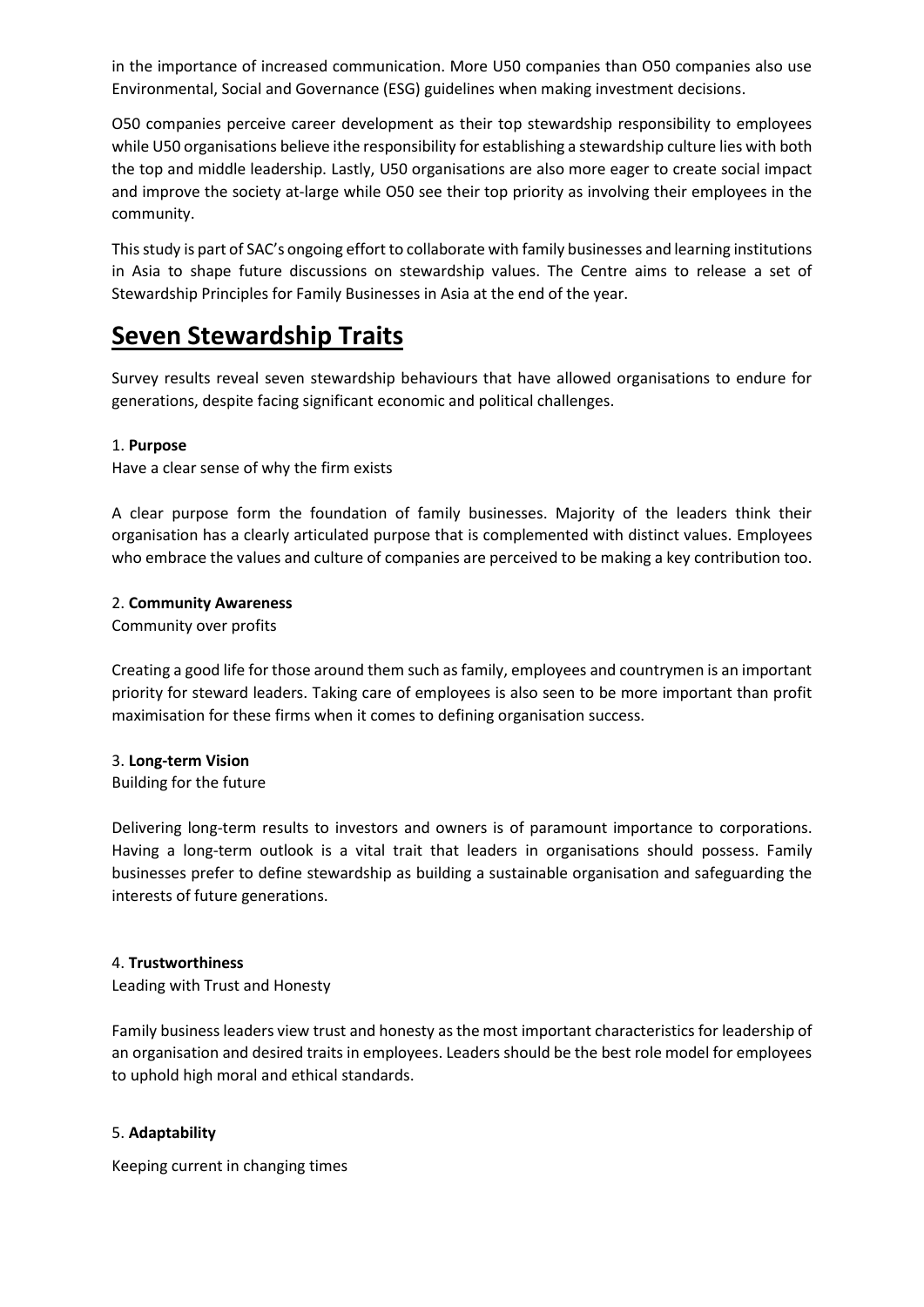in the importance of increased communication. More U50 companies than O50 companies also use Environmental, Social and Governance (ESG) guidelines when making investment decisions.

O50 companies perceive career development as their top stewardship responsibility to employees while U50 organisations believe ithe responsibility for establishing a stewardship culture lies with both the top and middle leadership. Lastly, U50 organisations are also more eager to create social impact and improve the society at-large while O50 see their top priority as involving their employees in the community.

This study is part of SAC's ongoing effort to collaborate with family businesses and learning institutions in Asia to shape future discussions on stewardship values. The Centre aims to release a set of Stewardship Principles for Family Businesses in Asia at the end of the year.

# Seven Stewardship Traits

Survey results reveal seven stewardship behaviours that have allowed organisations to endure for generations, despite facing significant economic and political challenges.

1. **Purpose**

Have a clear sense of why the firm exists

A clear purpose form the foundation of family businesses. Majority of the leaders think their organisation has a clearly articulated purpose that is complemented with distinct values. Employees who embrace the values and culture of companies are perceived to be making a key contribution too.

2. **Community Awareness**

Community over profits

Creating a good life for those around them such as family, employees and countrymen is an important priority for steward leaders. Taking care of employees is also seen to be more important than profit maximisation for these firms when it comes to defining organisation success.

3. **Long-term Vision**

Building for the future

Delivering long-term results to investors and owners is of paramount importance to corporations. Having a long-term outlook is a vital trait that leaders in organisations should possess. Family businesses prefer to define stewardship as building a sustainable organisation and safeguarding the interests of future generations.

4. **Trustworthiness**

Leading with Trust and Honesty

Family business leaders view trust and honesty as the most important characteristics for leadership of an organisation and desired traits in employees. Leaders should be the best role model for employees to uphold high moral and ethical standards.

5. **Adaptability**

Keeping current in changing times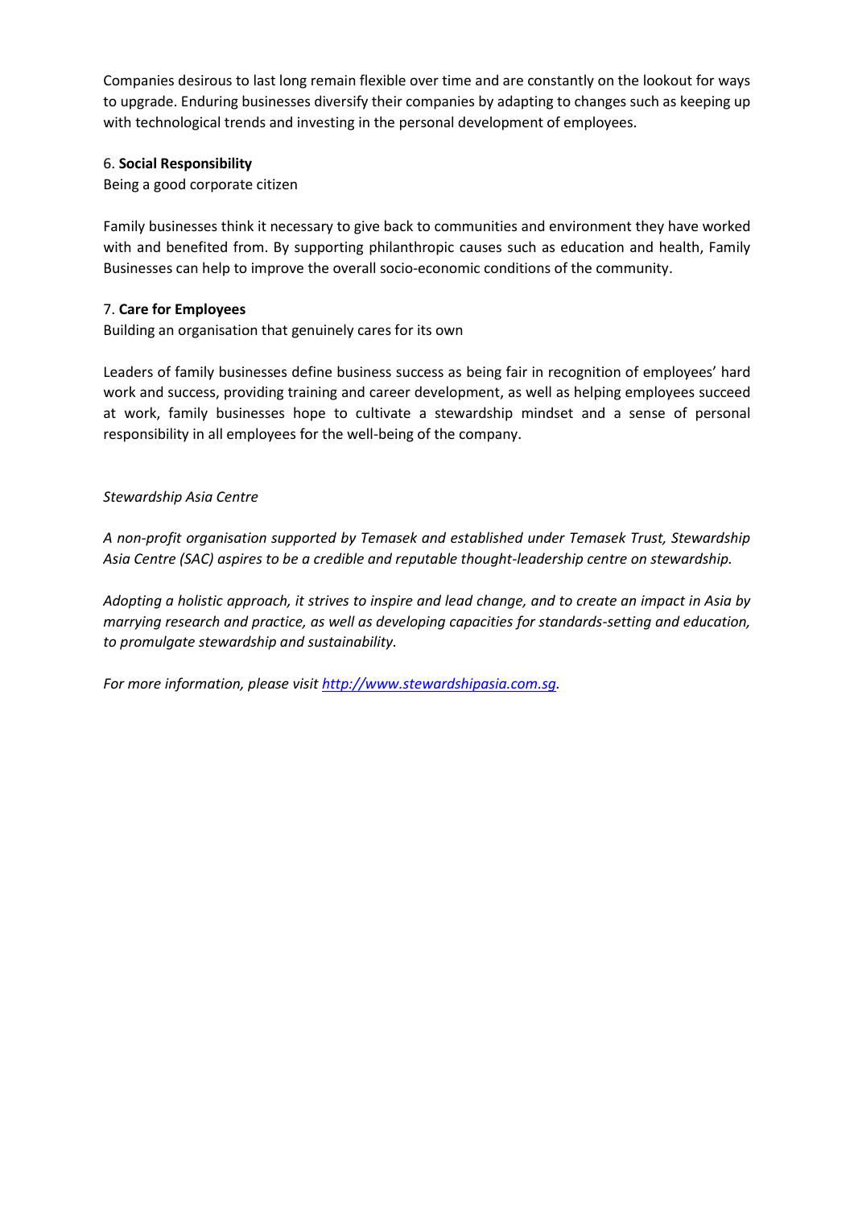Companies desirous to last long remain flexible over time and are constantly on the lookout for ways to upgrade. Enduring businesses diversify their companies by adapting to changes such as keeping up with technological trends and investing in the personal development of employees.

6. **Social Responsibility**

Being a good corporate citizen

Family businesses think it necessary to give back to communities and environment they have worked with and benefited from. By supporting philanthropic causes such as education and health, Family Businesses can help to improve the overall socio-economic conditions of the community.

7. **Care for Employees**

Building an organisation that genuinely cares for its own

Leaders of family businesses define business success as being fair in recognition of employees' hard work and success, providing training and career development, as well as helping employees succeed at work, family businesses hope to cultivate a stewardship mindset and a sense of personal responsibility in all employees for the well-being of the company.

*Stewardship Asia Centre*

*A non-profit organisation supported by Temasek and established under Temasek Trust, Stewardship Asia Centre (SAC) aspires to be a credible and reputable thought-leadership centre on stewardship.*

*Adopting a holistic approach, it strives to inspire and lead change, and to create an impact in Asia by marrying research and practice, as well as developing capacities for standards-setting and education, to promulgate stewardship and sustainability.*

*For more information, please visit [http://www.stewardshipasia.com.sg](http://www.stewardshipasia.com.sg).*